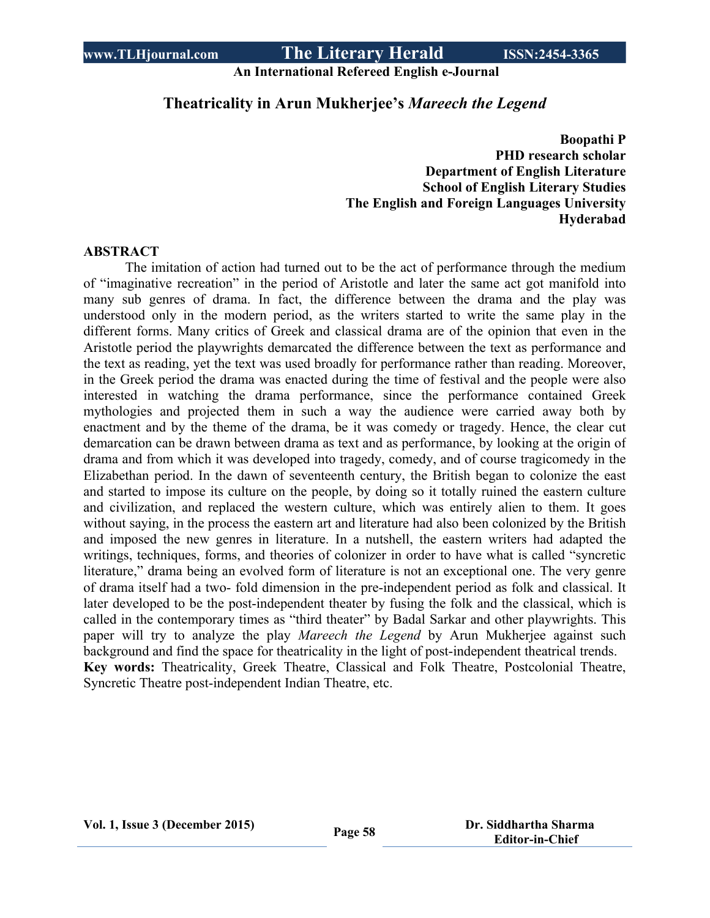# Theatricality in Arun Mukherjee's *Mareech the Legend*

**Boopathi P**
**PHD research scholar**
**Department of English Literature**
**School of English Literary Studies**
**The English and Foreign Languages University**
**Hyderabad**

**ABSTRACT**

The imitation of action had turned out to be the act of performance through the medium of "imaginative recreation" in the period of Aristotle and later the same act got manifold into many sub genres of drama. In fact, the difference between the drama and the play was understood only in the modern period, as the writers started to write the same play in the different forms. Many critics of Greek and classical drama are of the opinion that even in the Aristotle period the playwrights demarcated the difference between the text as performance and the text as reading, yet the text was used broadly for performance rather than reading. Moreover, in the Greek period the drama was enacted during the time of festival and the people were also interested in watching the drama performance, since the performance contained Greek mythologies and projected them in such a way the audience were carried away both by enactment and by the theme of the drama, be it was comedy or tragedy. Hence, the clear cut demarcation can be drawn between drama as text and as performance, by looking at the origin of drama and from which it was developed into tragedy, comedy, and of course tragicomedy in the Elizabethan period. In the dawn of seventeenth century, the British began to colonize the east and started to impose its culture on the people, by doing so it totally ruined the eastern culture and civilization, and replaced the western culture, which was entirely alien to them. It goes without saying, in the process the eastern art and literature had also been colonized by the British and imposed the new genres in literature. In a nutshell, the eastern writers had adapted the writings, techniques, forms, and theories of colonizer in order to have what is called "syncretic literature," drama being an evolved form of literature is not an exceptional one. The very genre of drama itself had a two- fold dimension in the pre-independent period as folk and classical. It later developed to be the post-independent theater by fusing the folk and the classical, which is called in the contemporary times as "third theater" by Badal Sarkar and other playwrights. This paper will try to analyze the play *Mareech the Legend* by Arun Mukherjee against such background and find the space for theatricality in the light of post-independent theatrical trends.

**Key words:** Theatricality, Greek Theatre, Classical and Folk Theatre, Postcolonial Theatre, Syncretic Theatre post-independent Indian Theatre, etc.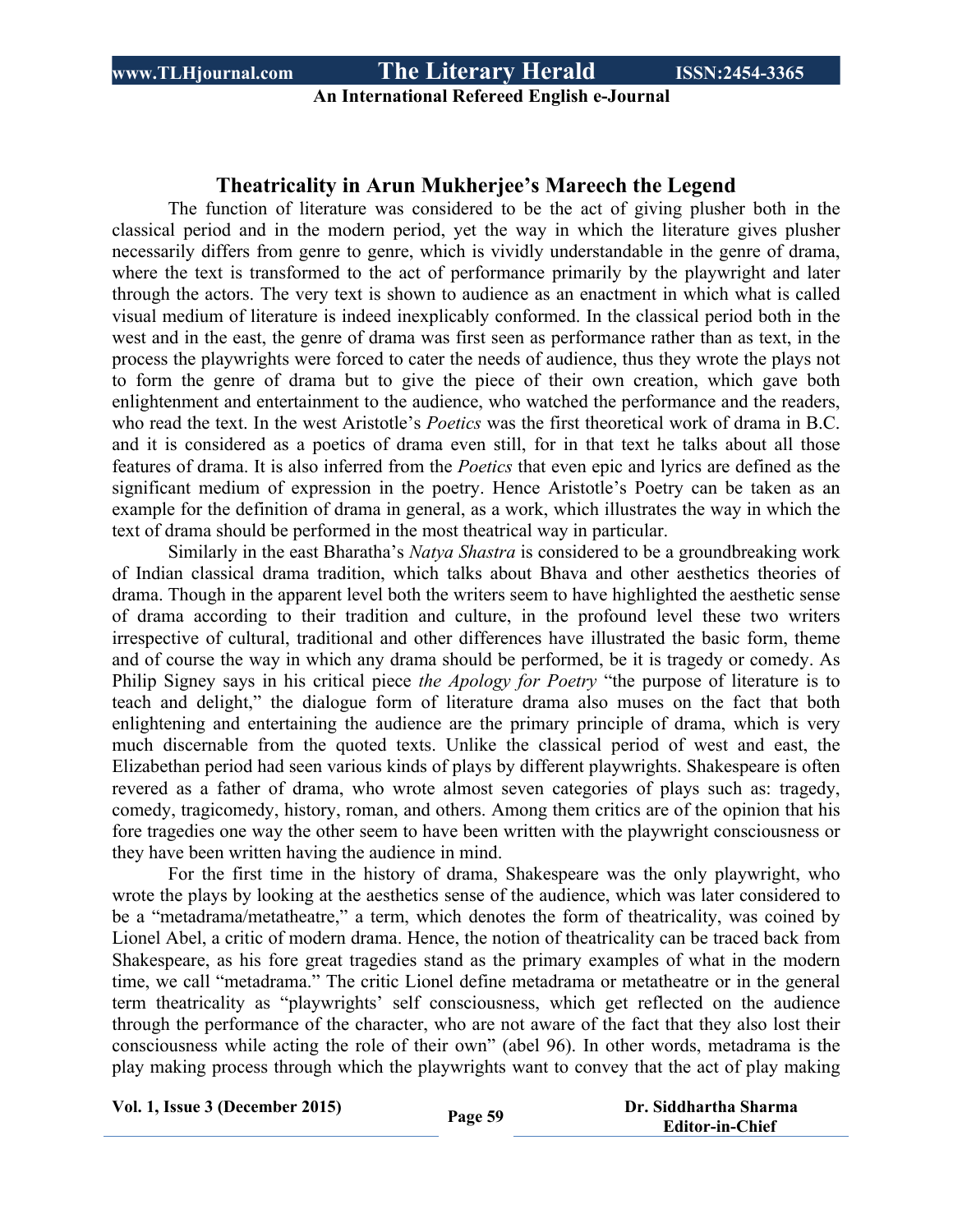## Theatricality in Arun Mukherjee's Mareech the Legend

The function of literature was considered to be the act of giving plusher both in the classical period and in the modern period, yet the way in which the literature gives plusher necessarily differs from genre to genre, which is vividly understandable in the genre of drama, where the text is transformed to the act of performance primarily by the playwright and later through the actors. The very text is shown to audience as an enactment in which what is called visual medium of literature is indeed inexplicably conformed. In the classical period both in the west and in the east, the genre of drama was first seen as performance rather than as text, in the process the playwrights were forced to cater the needs of audience, thus they wrote the plays not to form the genre of drama but to give the piece of their own creation, which gave both enlightenment and entertainment to the audience, who watched the performance and the readers, who read the text. In the west Aristotle's *Poetics* was the first theoretical work of drama in B.C. and it is considered as a poetics of drama even still, for in that text he talks about all those features of drama. It is also inferred from the *Poetics* that even epic and lyrics are defined as the significant medium of expression in the poetry. Hence Aristotle's Poetry can be taken as an example for the definition of drama in general, as a work, which illustrates the way in which the text of drama should be performed in the most theatrical way in particular.

Similarly in the east Bharatha's *Natya Shastra* is considered to be a groundbreaking work of Indian classical drama tradition, which talks about Bhava and other aesthetics theories of drama. Though in the apparent level both the writers seem to have highlighted the aesthetic sense of drama according to their tradition and culture, in the profound level these two writers irrespective of cultural, traditional and other differences have illustrated the basic form, theme and of course the way in which any drama should be performed, be it is tragedy or comedy. As Philip Signey says in his critical piece *the Apology for Poetry* "the purpose of literature is to teach and delight," the dialogue form of literature drama also muses on the fact that both enlightening and entertaining the audience are the primary principle of drama, which is very much discernable from the quoted texts. Unlike the classical period of west and east, the Elizabethan period had seen various kinds of plays by different playwrights. Shakespeare is often revered as a father of drama, who wrote almost seven categories of plays such as: tragedy, comedy, tragicomedy, history, roman, and others. Among them critics are of the opinion that his fore tragedies one way the other seem to have been written with the playwright consciousness or they have been written having the audience in mind.

For the first time in the history of drama, Shakespeare was the only playwright, who wrote the plays by looking at the aesthetics sense of the audience, which was later considered to be a "metadrama/metatheatre," a term, which denotes the form of theatricality, was coined by Lionel Abel, a critic of modern drama. Hence, the notion of theatricality can be traced back from Shakespeare, as his fore great tragedies stand as the primary examples of what in the modern time, we call "metadrama." The critic Lionel define metadrama or metatheatre or in the general term theatricality as "playwrights' self consciousness, which get reflected on the audience through the performance of the character, who are not aware of the fact that they also lost their consciousness while acting the role of their own" (abel 96). In other words, metadrama is the play making process through which the playwrights want to convey that the act of play making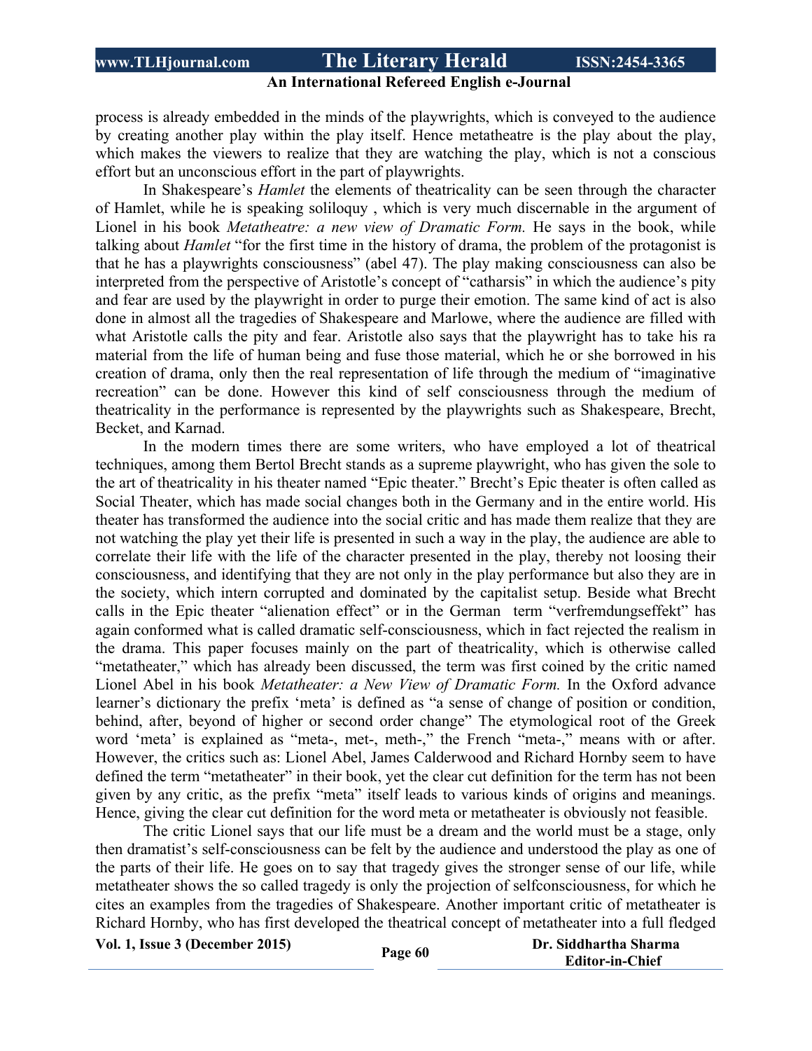process is already embedded in the minds of the playwrights, which is conveyed to the audience by creating another play within the play itself. Hence metatheatre is the play about the play, which makes the viewers to realize that they are watching the play, which is not a conscious effort but an unconscious effort in the part of playwrights.

In Shakespeare's *Hamlet* the elements of theatricality can be seen through the character of Hamlet, while he is speaking soliloquy , which is very much discernable in the argument of Lionel in his book *Metatheatre: a new view of Dramatic Form.* He says in the book, while talking about *Hamlet* "for the first time in the history of drama, the problem of the protagonist is that he has a playwrights consciousness" (abel 47). The play making consciousness can also be interpreted from the perspective of Aristotle's concept of "catharsis" in which the audience's pity and fear are used by the playwright in order to purge their emotion. The same kind of act is also done in almost all the tragedies of Shakespeare and Marlowe, where the audience are filled with what Aristotle calls the pity and fear. Aristotle also says that the playwright has to take his ra material from the life of human being and fuse those material, which he or she borrowed in his creation of drama, only then the real representation of life through the medium of "imaginative recreation" can be done. However this kind of self consciousness through the medium of theatricality in the performance is represented by the playwrights such as Shakespeare, Brecht, Becket, and Karnad.

In the modern times there are some writers, who have employed a lot of theatrical techniques, among them Bertol Brecht stands as a supreme playwright, who has given the sole to the art of theatricality in his theater named "Epic theater." Brecht's Epic theater is often called as Social Theater, which has made social changes both in the Germany and in the entire world. His theater has transformed the audience into the social critic and has made them realize that they are not watching the play yet their life is presented in such a way in the play, the audience are able to correlate their life with the life of the character presented in the play, thereby not loosing their consciousness, and identifying that they are not only in the play performance but also they are in the society, which intern corrupted and dominated by the capitalist setup. Beside what Brecht calls in the Epic theater "alienation effect" or in the German term "verfremdungseffekt" has again conformed what is called dramatic self-consciousness, which in fact rejected the realism in the drama. This paper focuses mainly on the part of theatricality, which is otherwise called "metatheater," which has already been discussed, the term was first coined by the critic named Lionel Abel in his book *Metatheater: a New View of Dramatic Form.* In the Oxford advance learner's dictionary the prefix 'meta' is defined as "a sense of change of position or condition, behind, after, beyond of higher or second order change" The etymological root of the Greek word 'meta' is explained as "meta-, met-, meth-," the French "meta-," means with or after. However, the critics such as: Lionel Abel, James Calderwood and Richard Hornby seem to have defined the term "metatheater" in their book, yet the clear cut definition for the term has not been given by any critic, as the prefix "meta" itself leads to various kinds of origins and meanings. Hence, giving the clear cut definition for the word meta or metatheater is obviously not feasible.

The critic Lionel says that our life must be a dream and the world must be a stage, only then dramatist's self-consciousness can be felt by the audience and understood the play as one of the parts of their life. He goes on to say that tragedy gives the stronger sense of our life, while metatheater shows the so called tragedy is only the projection of selfconsciousness, for which he cites an examples from the tragedies of Shakespeare. Another important critic of metatheater is Richard Hornby, who has first developed the theatrical concept of metatheater into a full fledged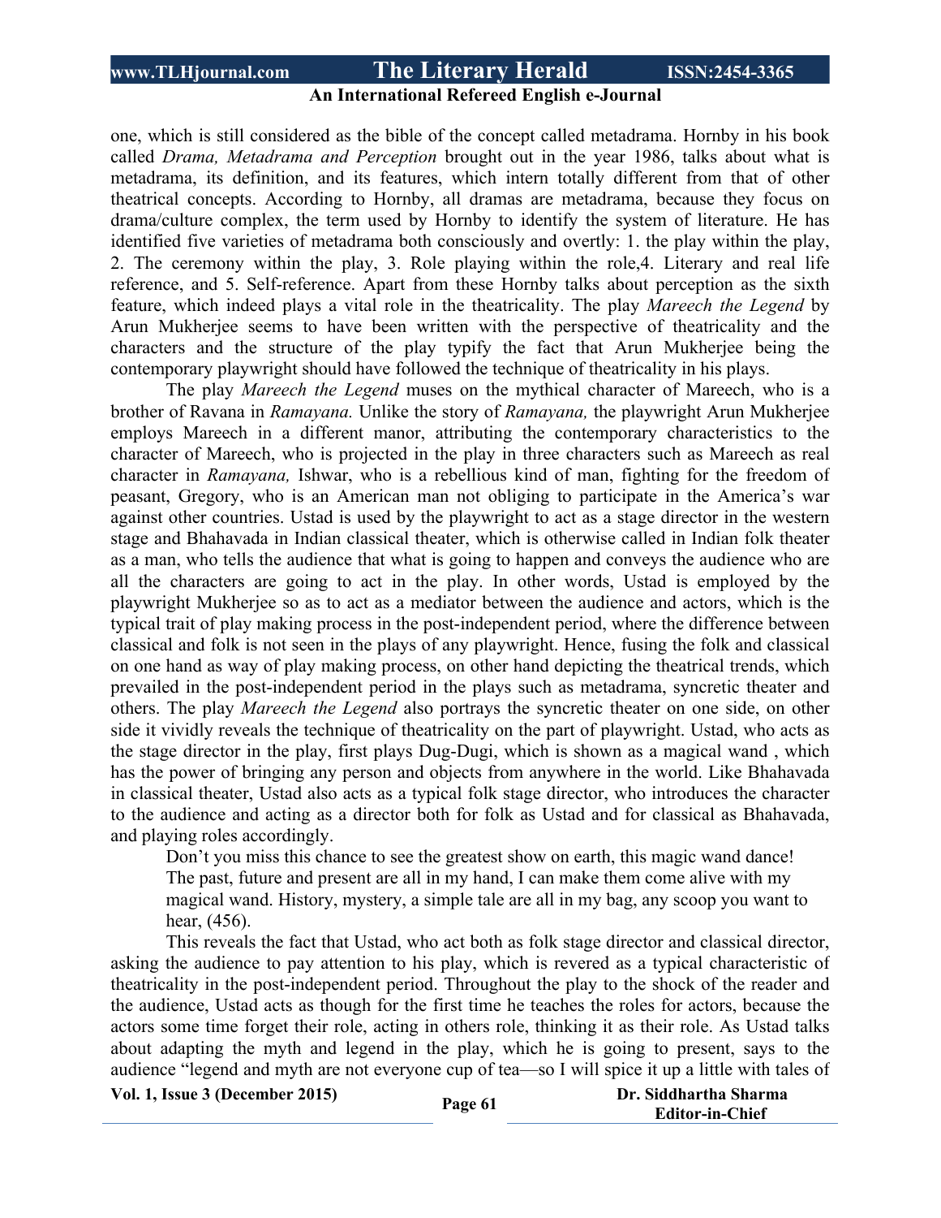one, which is still considered as the bible of the concept called metadrama. Hornby in his book called *Drama, Metadrama and Perception* brought out in the year 1986, talks about what is metadrama, its definition, and its features, which intern totally different from that of other theatrical concepts. According to Hornby, all dramas are metadrama, because they focus on drama/culture complex, the term used by Hornby to identify the system of literature. He has identified five varieties of metadrama both consciously and overtly: 1. the play within the play, 2. The ceremony within the play, 3. Role playing within the role,4. Literary and real life reference, and 5. Self-reference. Apart from these Hornby talks about perception as the sixth feature, which indeed plays a vital role in the theatricality. The play *Mareech the Legend* by Arun Mukherjee seems to have been written with the perspective of theatricality and the characters and the structure of the play typify the fact that Arun Mukherjee being the contemporary playwright should have followed the technique of theatricality in his plays.

The play *Mareech the Legend* muses on the mythical character of Mareech, who is a brother of Ravana in *Ramayana.* Unlike the story of *Ramayana,* the playwright Arun Mukherjee employs Mareech in a different manor, attributing the contemporary characteristics to the character of Mareech, who is projected in the play in three characters such as Mareech as real character in *Ramayana,* Ishwar, who is a rebellious kind of man, fighting for the freedom of peasant, Gregory, who is an American man not obliging to participate in the America's war against other countries. Ustad is used by the playwright to act as a stage director in the western stage and Bhahavada in Indian classical theater, which is otherwise called in Indian folk theater as a man, who tells the audience that what is going to happen and conveys the audience who are all the characters are going to act in the play. In other words, Ustad is employed by the playwright Mukherjee so as to act as a mediator between the audience and actors, which is the typical trait of play making process in the post-independent period, where the difference between classical and folk is not seen in the plays of any playwright. Hence, fusing the folk and classical on one hand as way of play making process, on other hand depicting the theatrical trends, which prevailed in the post-independent period in the plays such as metadrama, syncretic theater and others. The play *Mareech the Legend* also portrays the syncretic theater on one side, on other side it vividly reveals the technique of theatricality on the part of playwright. Ustad, who acts as the stage director in the play, first plays Dug-Dugi, which is shown as a magical wand , which has the power of bringing any person and objects from anywhere in the world. Like Bhahavada in classical theater, Ustad also acts as a typical folk stage director, who introduces the character to the audience and acting as a director both for folk as Ustad and for classical as Bhahavada, and playing roles accordingly.

> Don't you miss this chance to see the greatest show on earth, this magic wand dance! The past, future and present are all in my hand, I can make them come alive with my magical wand. History, mystery, a simple tale are all in my bag, any scoop you want to hear, (456).

This reveals the fact that Ustad, who act both as folk stage director and classical director, asking the audience to pay attention to his play, which is revered as a typical characteristic of theatricality in the post-independent period. Throughout the play to the shock of the reader and the audience, Ustad acts as though for the first time he teaches the roles for actors, because the actors some time forget their role, acting in others role, thinking it as their role. As Ustad talks about adapting the myth and legend in the play, which he is going to present, says to the audience "legend and myth are not everyone cup of tea—so I will spice it up a little with tales of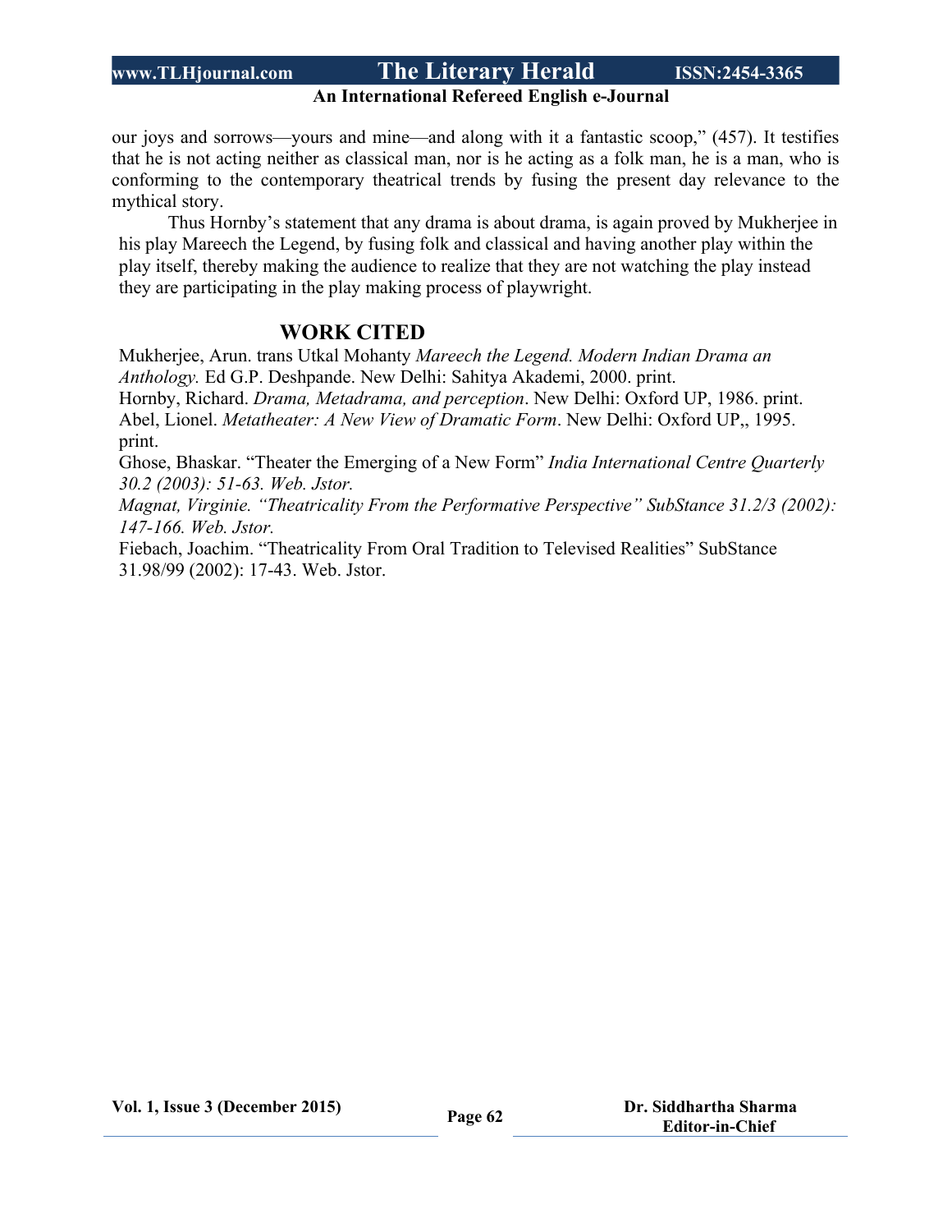our joys and sorrows—yours and mine—and along with it a fantastic scoop," (457). It testifies that he is not acting neither as classical man, nor is he acting as a folk man, he is a man, who is conforming to the contemporary theatrical trends by fusing the present day relevance to the mythical story.

Thus Hornby's statement that any drama is about drama, is again proved by Mukherjee in his play Mareech the Legend, by fusing folk and classical and having another play within the play itself, thereby making the audience to realize that they are not watching the play instead they are participating in the play making process of playwright.

## WORK CITED

Mukherjee, Arun. trans Utkal Mohanty *Mareech the Legend. Modern Indian Drama an Anthology.* Ed G.P. Deshpande. New Delhi: Sahitya Akademi, 2000. print.

Hornby, Richard. *Drama, Metadrama, and perception*. New Delhi: Oxford UP, 1986. print.

Abel, Lionel. *Metatheater: A New View of Dramatic Form*. New Delhi: Oxford UP,, 1995. print.

Ghose, Bhaskar. "Theater the Emerging of a New Form" *India International Centre Quarterly 30.2 (2003): 51-63. Web. Jstor.*

*Magnat, Virginie. "Theatricality From the Performative Perspective" SubStance 31.2/3 (2002): 147-166. Web. Jstor.*

Fiebach, Joachim. "Theatricality From Oral Tradition to Televised Realities" SubStance 31.98/99 (2002): 17-43. Web. Jstor.